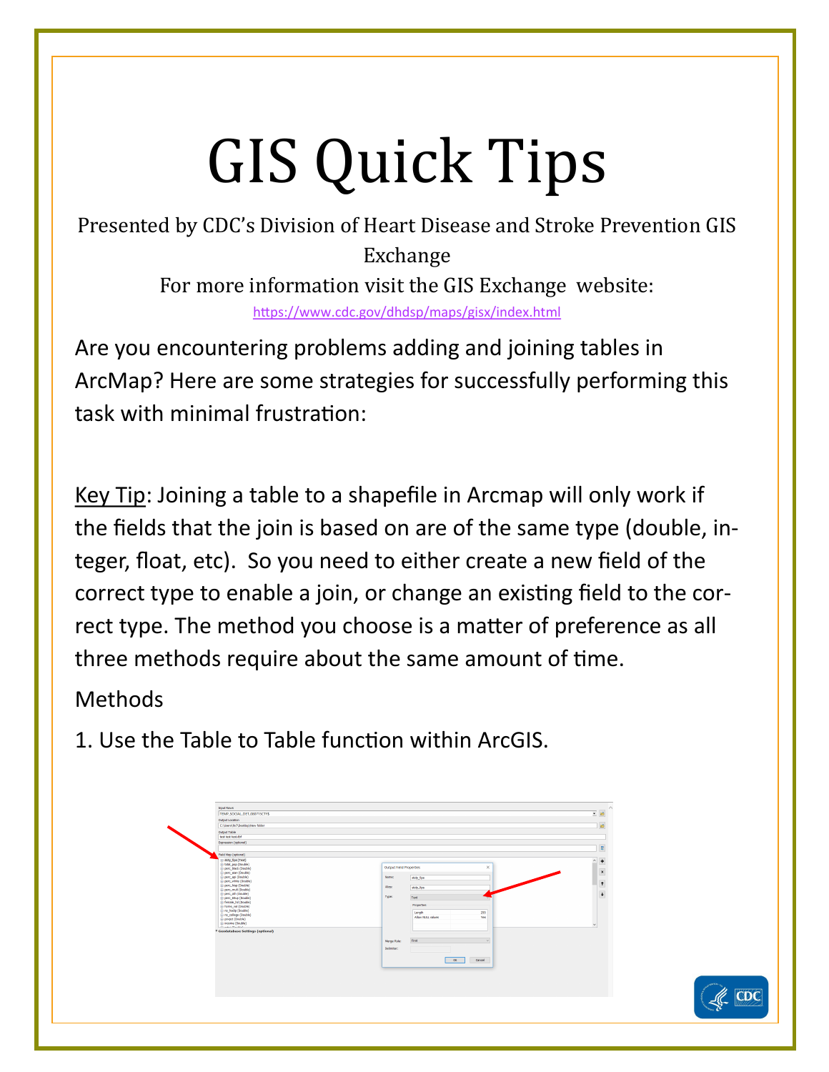# GIS Quick Tips

Presented by CDC's Division of Heart Disease and Stroke Prevention GIS Exchange

For more information visit the GIS Exchange website:
https://www.cdc.gov/dhdsp/maps/gisx/index.html

Are you encountering problems adding and joining tables in ArcMap? Here are some strategies for successfully performing this task with minimal frustration:

Key Tip: Joining a table to a shapefile in Arcmap will only work if the fields that the join is based on are of the same type (double, integer, float, etc). So you need to either create a new field of the correct type to enable a join, or change an existing field to the correct type. The method you choose is a matter of preference as all three methods require about the same amount of time.

Methods

1. Use the Table to Table function within ArcGIS.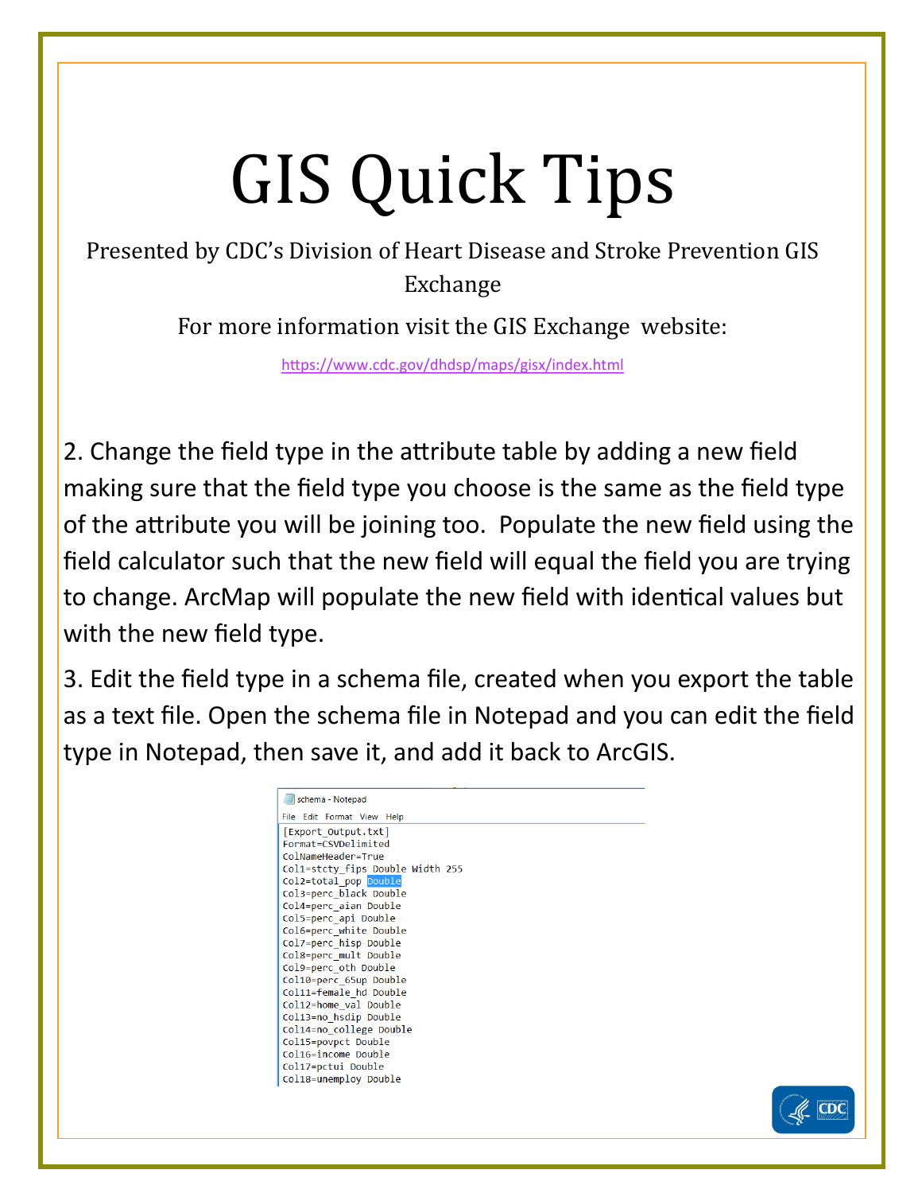# GIS Quick Tips

Presented by CDC's Division of Heart Disease and Stroke Prevention GIS Exchange

For more information visit the GIS Exchange website:

https://www.cdc.gov/dhdsp/maps/gisx/index.html

2. Change the field type in the attribute table by adding a new field making sure that the field type you choose is the same as the field type of the attribute you will be joining too. Populate the new field using the field calculator such that the new field will equal the field you are trying to change. ArcMap will populate the new field with identical values but with the new field type.

3. Edit the field type in a schema file, created when you export the table as a text file. Open the schema file in Notepad and you can edit the field type in Notepad, then save it, and add it back to ArcGIS.

```
schema - Notepad
File  Edit  Format  View  Help
[Export_Output.txt]
Format=CSVDelimited
ColNameHeader=True
Col1=stcty_fips Double Width 255
Col2=total_pop Double
Col3=perc_black Double
Col4=perc_aian Double
Col5=perc_api Double
Col6=perc_white Double
Col7=perc_hisp Double
Col8=perc_mult Double
Col9=perc_oth Double
Col10=perc_65up Double
Col11=female_hd Double
Col12=home_val Double
Col13=no_hsdip Double
Col14=no_college Double
Col15=povpct Double
Col16=income Double
Col17=pctui Double
Col18=unemploy Double
```